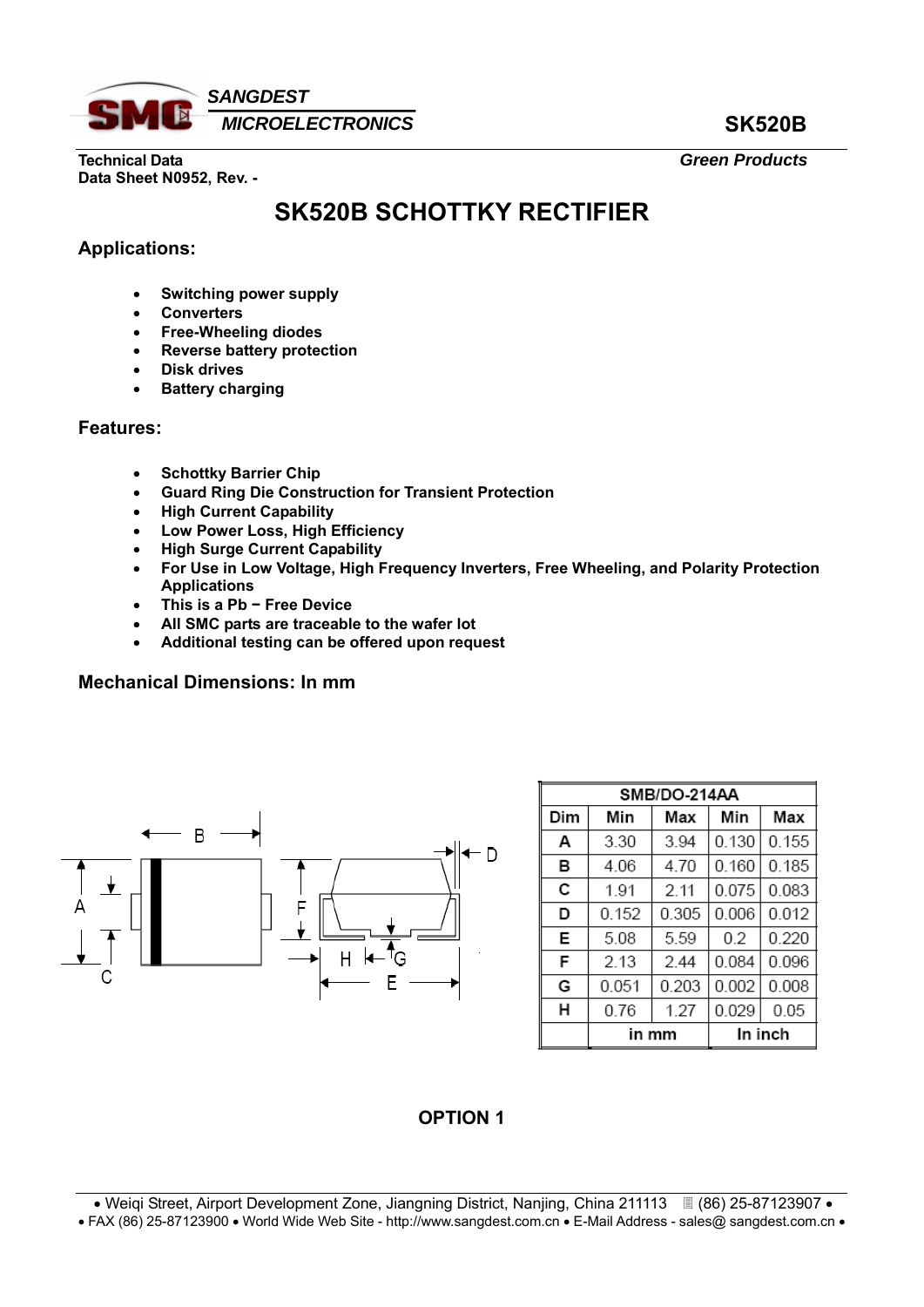SANGDEST MICROELECTRONICS

**SK520B**

**Technical Data**
**Data Sheet N0952, Rev. -**

***Green Products***

# SK520B SCHOTTKY RECTIFIER

## Applications:

- **Switching power supply**
- **Converters**
- **Free-Wheeling diodes**
- **Reverse battery protection**
- **Disk drives**
- **Battery charging**

## Features:

- **Schottky Barrier Chip**
- **Guard Ring Die Construction for Transient Protection**
- **High Current Capability**
- **Low Power Loss, High Efficiency**
- **High Surge Current Capability**
- **For Use in Low Voltage, High Frequency Inverters, Free Wheeling, and Polarity Protection Applications**
- **This is a Pb − Free Device**
- **All SMC parts are traceable to the wafer lot**
- **Additional testing can be offered upon request**

## Mechanical Dimensions: In mm

| SMB/DO-214AA | | | | |
|---|---|---|---|---|
| Dim | Min | Max | Min | Max |
| A | 3.30 | 3.94 | 0.130 | 0.155 |
| B | 4.06 | 4.70 | 0.160 | 0.185 |
| C | 1.91 | 2.11 | 0.075 | 0.083 |
| D | 0.152 | 0.305 | 0.006 | 0.012 |
| E | 5.08 | 5.59 | 0.2 | 0.220 |
| F | 2.13 | 2.44 | 0.084 | 0.096 |
| G | 0.051 | 0.203 | 0.002 | 0.008 |
| H | 0.76 | 1.27 | 0.029 | 0.05 |
| | in mm | | In inch | |

**OPTION 1**

• Weiqi Street, Airport Development Zone, Jiangning District, Nanjing, China 211113 (86) 25-87123907 •
• FAX (86) 25-87123900 • World Wide Web Site - http://www.sangdest.com.cn • E-Mail Address - sales@ sangdest.com.cn •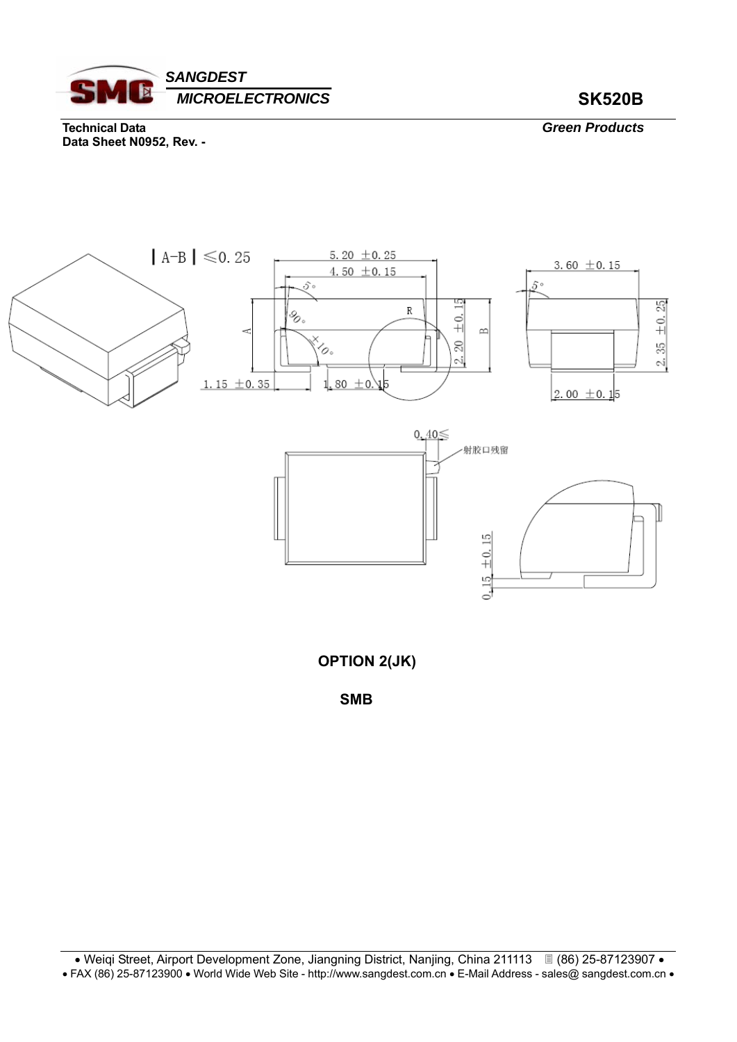# SK520B

**Technical Data**
**Data Sheet N0952, Rev. -**

***Green Products***

| A-B | ≤0.25

5.20 ±0.25

4.50 ±0.15

3.60 ±0.15

5°

90°

R

±10°

A

B

2.20 ±0.15

2.35 ±0.25

1.15 ±0.35

1.80 ±0.15

2.00 ±0.15

0.40≤

射胶口残留

0.15 ±0.15

**OPTION 2(JK)**

**SMB**

• Weiqi Street, Airport Development Zone, Jiangning District, Nanjing, China 211113 ☎ (86) 25-87123907 •
• FAX (86) 25-87123900 • World Wide Web Site - http://www.sangdest.com.cn • E-Mail Address - sales@ sangdest.com.cn •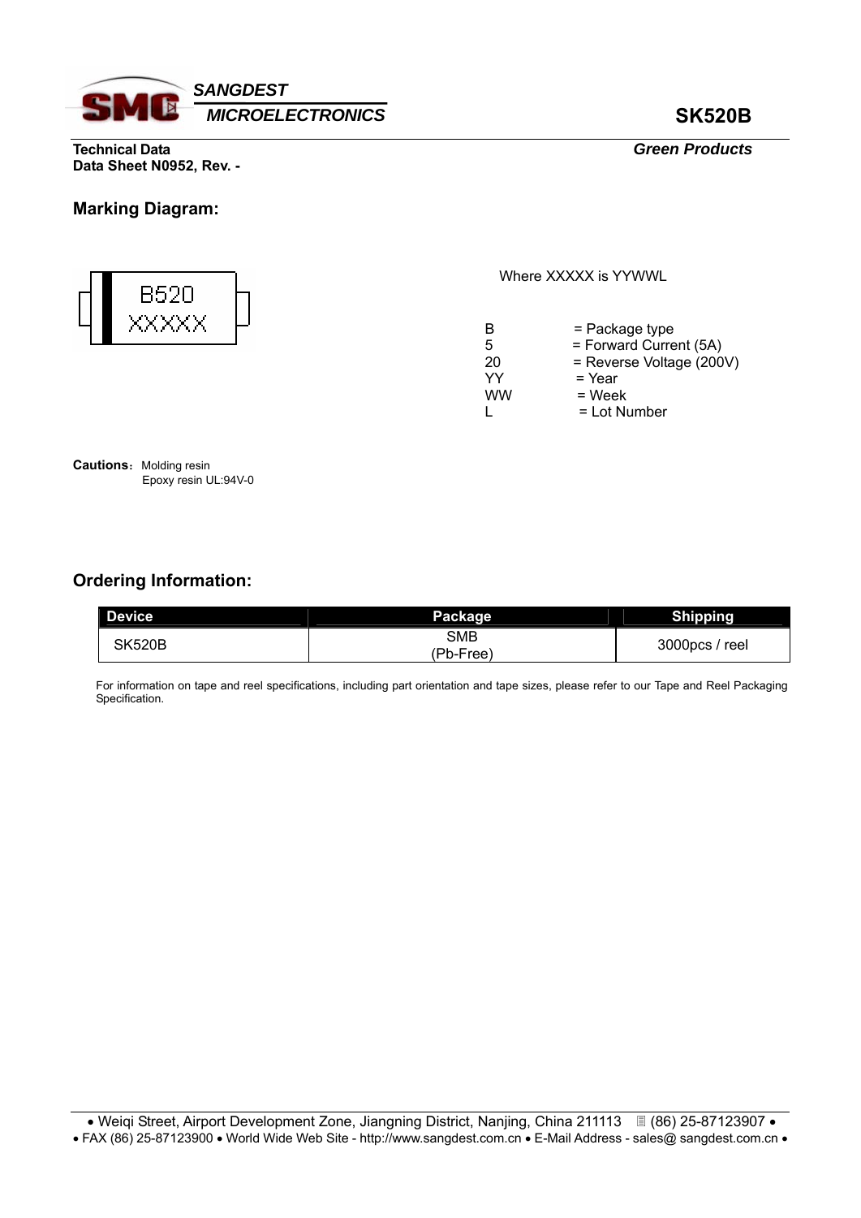**SANGDEST MICROELECTRONICS**

# SK520B

**Technical Data**
**Data Sheet N0952, Rev. -**

***Green Products***

## Marking Diagram:

B520
XXXXX

Where XXXXX is YYWWL

| | |
|---|---|
| B | = Package type |
| 5 | = Forward Current (5A) |
| 20 | = Reverse Voltage (200V) |
| YY | = Year |
| WW | = Week |
| L | = Lot Number |

**Cautions**: Molding resin
Epoxy resin UL:94V-0

## Ordering Information:

| Device | Package | Shipping |
|---|---|---|
| SK520B | SMB (Pb-Free) | 3000pcs / reel |

For information on tape and reel specifications, including part orientation and tape sizes, please refer to our Tape and Reel Packaging Specification.

• Weiqi Street, Airport Development Zone, Jiangning District, Nanjing, China 211113 (86) 25-87123907 •
• FAX (86) 25-87123900 • World Wide Web Site - http://www.sangdest.com.cn • E-Mail Address - sales@ sangdest.com.cn •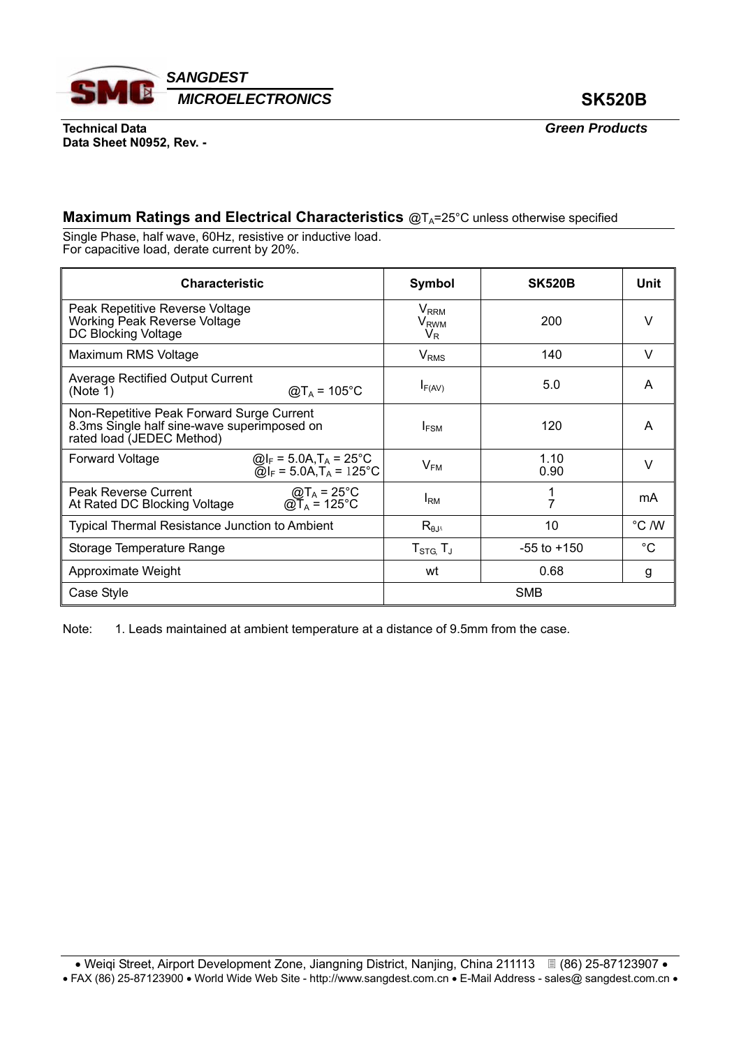SANGDEST MICROELECTRONICS

# SK520B

**Technical Data**
**Data Sheet N0952, Rev. -**

***Green Products***

## Maximum Ratings and Electrical Characteristics @$T_A$=25°C unless otherwise specified

Single Phase, half wave, 60Hz, resistive or inductive load.
For capacitive load, derate current by 20%.

| Characteristic | Symbol | SK520B | Unit |
|---|---|---|---|
| Peak Repetitive Reverse Voltage<br>Working Peak Reverse Voltage<br>DC Blocking Voltage | $V_{RRM}$<br>$V_{RWM}$<br>$V_R$ | 200 | V |
| Maximum RMS Voltage | $V_{RMS}$ | 140 | V |
| Average Rectified Output Current (Note 1) @$T_A$ = 105°C | $I_{F(AV)}$ | 5.0 | A |
| Non-Repetitive Peak Forward Surge Current 8.3ms Single half sine-wave superimposed on rated load (JEDEC Method) | $I_{FSM}$ | 120 | A |
| Forward Voltage @$I_F$ = 5.0A,$T_A$ = 25°C<br>@$I_F$ = 5.0A,$T_A$ = 125°C | $V_{FM}$ | 1.10<br>0.90 | V |
| Peak Reverse Current @$T_A$ = 25°C<br>At Rated DC Blocking Voltage @$T_A$ = 125°C | $I_{RM}$ | 1<br>7 | mA |
| Typical Thermal Resistance Junction to Ambient | $R_{\theta JA}$ | 10 | °C /W |
| Storage Temperature Range | $T_{STG,}$ $T_J$ | -55 to +150 | °C |
| Approximate Weight | wt | 0.68 | g |
| Case Style | SMB | | |

Note: 1. Leads maintained at ambient temperature at a distance of 9.5mm from the case.

• Weiqi Street, Airport Development Zone, Jiangning District, Nanjing, China 211113 ☎ (86) 25-87123907 •
• FAX (86) 25-87123900 • World Wide Web Site - http://www.sangdest.com.cn • E-Mail Address - sales@ sangdest.com.cn •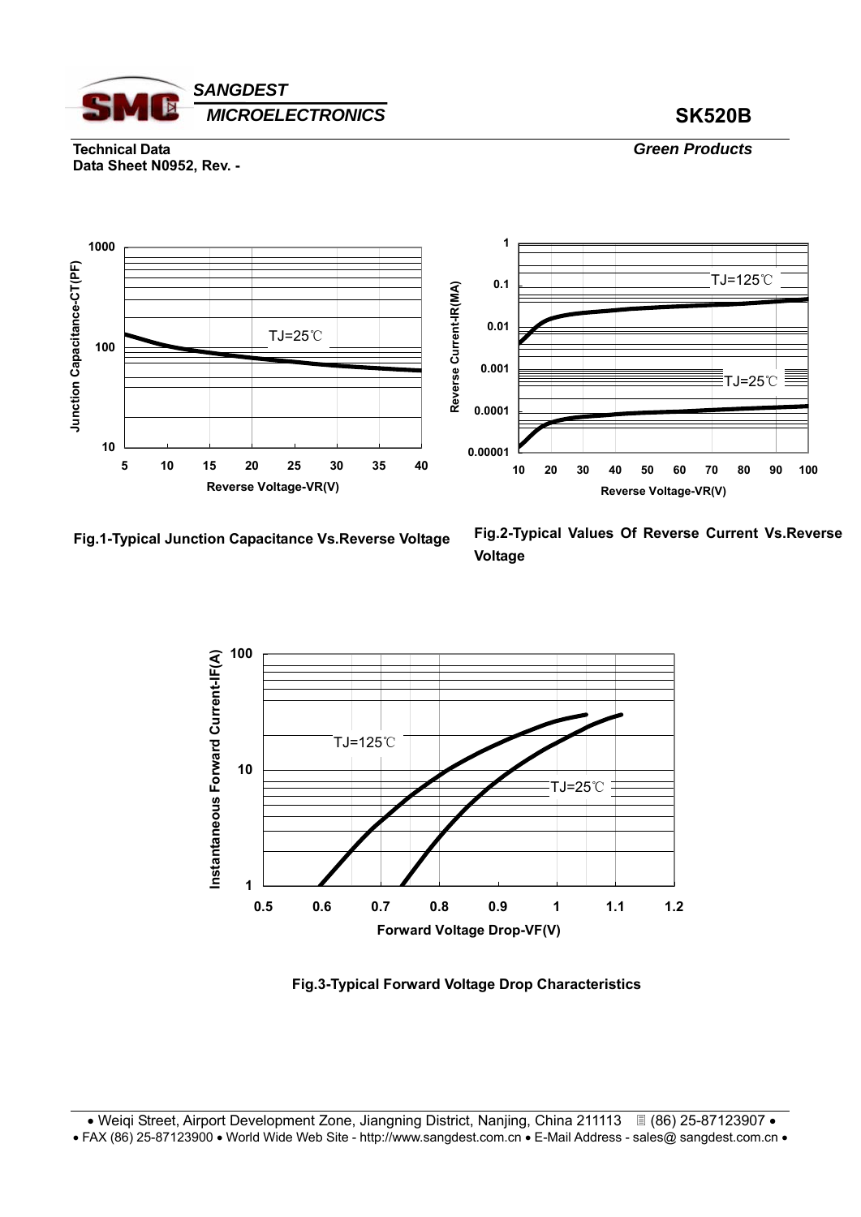Fig.1-Typical Junction Capacitance Vs.Reverse Voltage

Fig.2-Typical Values Of Reverse Current Vs.Reverse Voltage

Fig.3-Typical Forward Voltage Drop Characteristics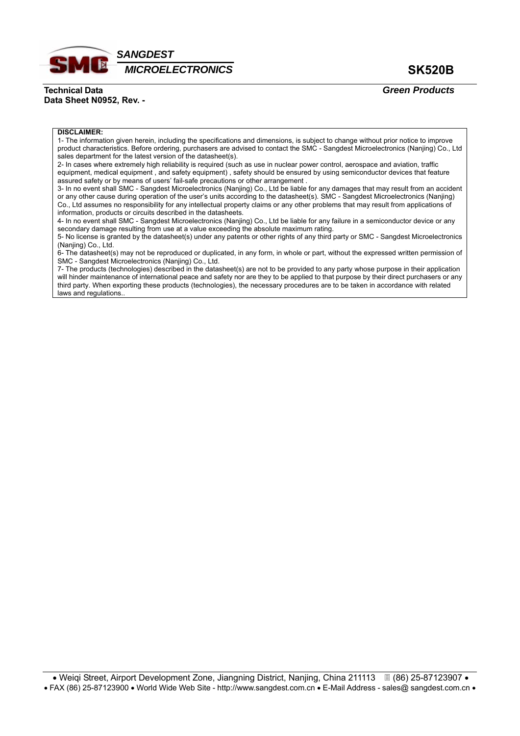**DISCLAIMER:**

1- The information given herein, including the specifications and dimensions, is subject to change without prior notice to improve product characteristics. Before ordering, purchasers are advised to contact the SMC - Sangdest Microelectronics (Nanjing) Co., Ltd sales department for the latest version of the datasheet(s).

2- In cases where extremely high reliability is required (such as use in nuclear power control, aerospace and aviation, traffic equipment, medical equipment , and safety equipment) , safety should be ensured by using semiconductor devices that feature assured safety or by means of users' fail-safe precautions or other arrangement .

3- In no event shall SMC - Sangdest Microelectronics (Nanjing) Co., Ltd be liable for any damages that may result from an accident or any other cause during operation of the user's units according to the datasheet(s). SMC - Sangdest Microelectronics (Nanjing) Co., Ltd assumes no responsibility for any intellectual property claims or any other problems that may result from applications of information, products or circuits described in the datasheets.

4- In no event shall SMC - Sangdest Microelectronics (Nanjing) Co., Ltd be liable for any failure in a semiconductor device or any secondary damage resulting from use at a value exceeding the absolute maximum rating.

5- No license is granted by the datasheet(s) under any patents or other rights of any third party or SMC - Sangdest Microelectronics (Nanjing) Co., Ltd.

6- The datasheet(s) may not be reproduced or duplicated, in any form, in whole or part, without the expressed written permission of SMC - Sangdest Microelectronics (Nanjing) Co., Ltd.

7- The products (technologies) described in the datasheet(s) are not to be provided to any party whose purpose in their application will hinder maintenance of international peace and safety nor are they to be applied to that purpose by their direct purchasers or any third party. When exporting these products (technologies), the necessary procedures are to be taken in accordance with related laws and regulations..